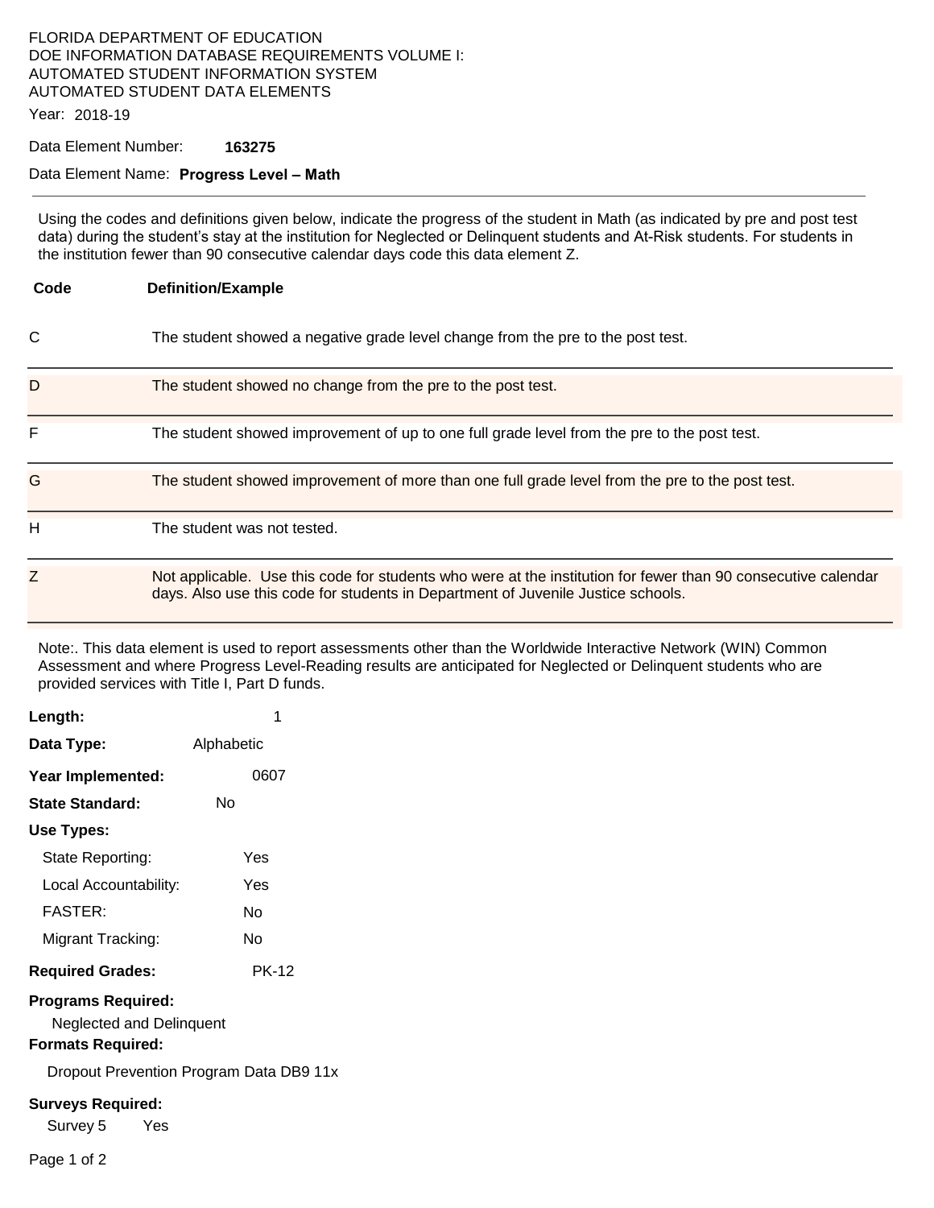FLORIDA DEPARTMENT OF EDUCATION
DOE INFORMATION DATABASE REQUIREMENTS VOLUME I:
AUTOMATED STUDENT INFORMATION SYSTEM
AUTOMATED STUDENT DATA ELEMENTS

Year: 2018-19

Data Element Number: **163275**

Data Element Name: **Progress Level – Math**

---

Using the codes and definitions given below, indicate the progress of the student in Math (as indicated by pre and post test data) during the student's stay at the institution for Neglected or Delinquent students and At-Risk students. For students in the institution fewer than 90 consecutive calendar days code this data element Z.

| Code | Definition/Example |
|---|---|
| C | The student showed a negative grade level change from the pre to the post test. |
| D | The student showed no change from the pre to the post test. |
| F | The student showed improvement of up to one full grade level from the pre to the post test. |
| G | The student showed improvement of more than one full grade level from the pre to the post test. |
| H | The student was not tested. |
| Z | Not applicable. Use this code for students who were at the institution for fewer than 90 consecutive calendar days. Also use this code for students in Department of Juvenile Justice schools. |

Note:. This data element is used to report assessments other than the Worldwide Interactive Network (WIN) Common Assessment and where Progress Level-Reading results are anticipated for Neglected or Delinquent students who are provided services with Title I, Part D funds.

**Length:** 1

**Data Type:** Alphabetic

**Year Implemented:** 0607

**State Standard:** No

**Use Types:**

- State Reporting: Yes
- Local Accountability: Yes
- FASTER: No
- Migrant Tracking: No

**Required Grades:** PK-12

**Programs Required:**

Neglected and Delinquent

**Formats Required:**

Dropout Prevention Program Data DB9 11x

**Surveys Required:**

Survey 5 Yes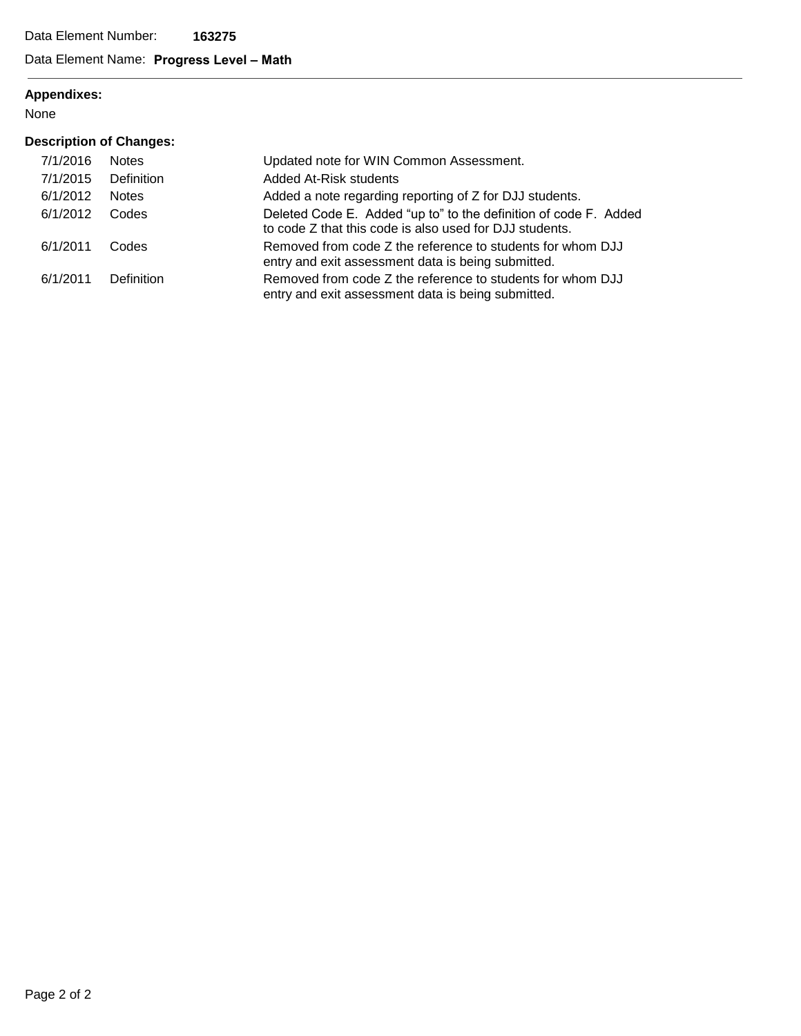Data Element Number: **163275**

Data Element Name: **Progress Level – Math**

---

**Appendixes:**

None

**Description of Changes:**

| | | |
|---|---|---|
| 7/1/2016 | Notes | Updated note for WIN Common Assessment. |
| 7/1/2015 | Definition | Added At-Risk students |
| 6/1/2012 | Notes | Added a note regarding reporting of Z for DJJ students. |
| 6/1/2012 | Codes | Deleted Code E. Added "up to" to the definition of code F. Added to code Z that this code is also used for DJJ students. |
| 6/1/2011 | Codes | Removed from code Z the reference to students for whom DJJ entry and exit assessment data is being submitted. |
| 6/1/2011 | Definition | Removed from code Z the reference to students for whom DJJ entry and exit assessment data is being submitted. |